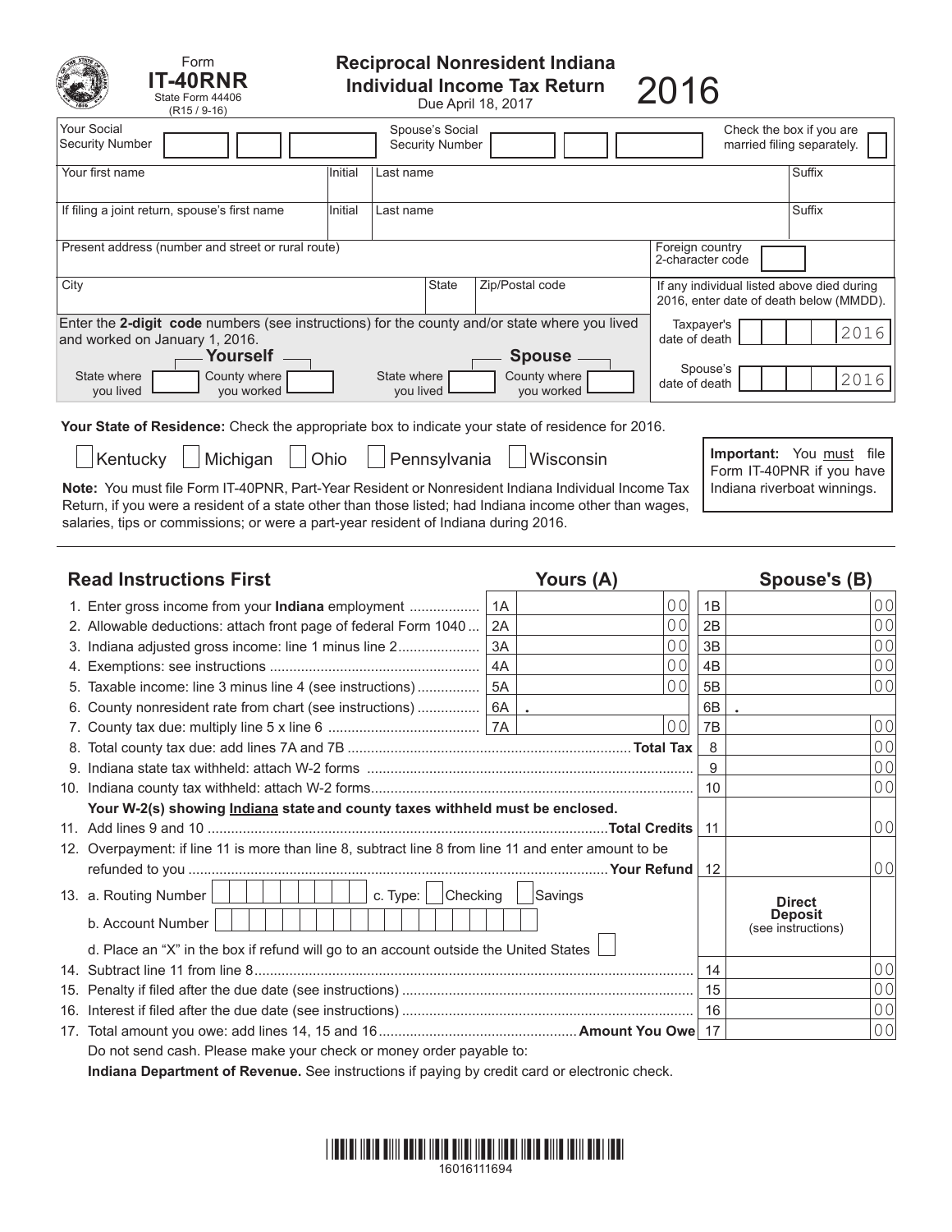Form **IT-40RNR**
State Form 44406
(R15 / 9-16)

# Reciprocal Nonresident Indiana Individual Income Tax Return

Due April 18, 2017

2016

| | | |
|---|---|---|
| Your Social Security Number | Spouse's Social Security Number | Check the box if you are married filing separately. ☐ |

| Your first name | Initial | Last name | Suffix |
|---|---|---|---|
| If filing a joint return, spouse's first name | Initial | Last name | Suffix |

| Present address (number and street or rural route) | | | Foreign country 2-character code |
|---|---|---|---|
| City | State | Zip/Postal code | If any individual listed above died during 2016, enter date of death below (MMDD). |

Enter the **2-digit code** numbers (see instructions) for the county and/or state where you lived and worked on January 1, 2016.

| Yourself | | Spouse | |
|---|---|---|---|
| State where you lived | County where you worked | State where you lived | County where you worked |

Taxpayer's date of death: ____ 2016

Spouse's date of death: ____ 2016

**Your State of Residence:** Check the appropriate box to indicate your state of residence for 2016.

☐ Kentucky ☐ Michigan ☐ Ohio ☐ Pennsylvania ☐ Wisconsin

**Note:** You must file Form IT-40PNR, Part-Year Resident or Nonresident Indiana Individual Income Tax Return, if you were a resident of a state other than those listed; had Indiana income other than wages, salaries, tips or commissions; or were a part-year resident of Indiana during 2016.

**Important:** You must file Form IT-40PNR if you have Indiana riverboat winnings.

## Read Instructions First

| | | Yours (A) | | Spouse's (B) |
|---|---|---|---|---|
| 1. Enter gross income from your **Indiana** employment | 1A | 00 | 1B | 00 |
| 2. Allowable deductions: attach front page of federal Form 1040 | 2A | 00 | 2B | 00 |
| 3. Indiana adjusted gross income: line 1 minus line 2 | 3A | 00 | 3B | 00 |
| 4. Exemptions: see instructions | 4A | 00 | 4B | 00 |
| 5. Taxable income: line 3 minus line 4 (see instructions) | 5A | 00 | 5B | 00 |
| 6. County nonresident rate from chart (see instructions) | 6A | . | 6B | . |
| 7. County tax due: multiply line 5 x line 6 | 7A | 00 | 7B | 00 |

| | | |
|---|---|---|
| 8. Total county tax due: add lines 7A and 7B **Total Tax** | 8 | 00 |
| 9. Indiana state tax withheld: attach W-2 forms | 9 | 00 |
| 10. Indiana county tax withheld: attach W-2 forms | 10 | 00 |
| **Your W-2(s) showing Indiana state and county taxes withheld must be enclosed.** | | |
| 11. Add lines 9 and 10 **Total Credits** | 11 | 00 |
| 12. Overpayment: if line 11 is more than line 8, subtract line 8 from line 11 and enter amount to be refunded to you **Your Refund** | 12 | 00 |
| 13. a. Routing Number ____ c. Type: ☐ Checking ☐ Savings<br>b. Account Number ____<br>d. Place an "X" in the box if refund will go to an account outside the United States ☐ | **Direct Deposit** (see instructions) | |
| 14. Subtract line 11 from line 8 | 14 | 00 |
| 15. Penalty if filed after the due date (see instructions) | 15 | 00 |
| 16. Interest if filed after the due date (see instructions) | 16 | 00 |
| 17. Total amount you owe: add lines 14, 15 and 16 **Amount You Owe** | 17 | 00 |

Do not send cash. Please make your check or money order payable to:

**Indiana Department of Revenue.** See instructions if paying by credit card or electronic check.

16016111694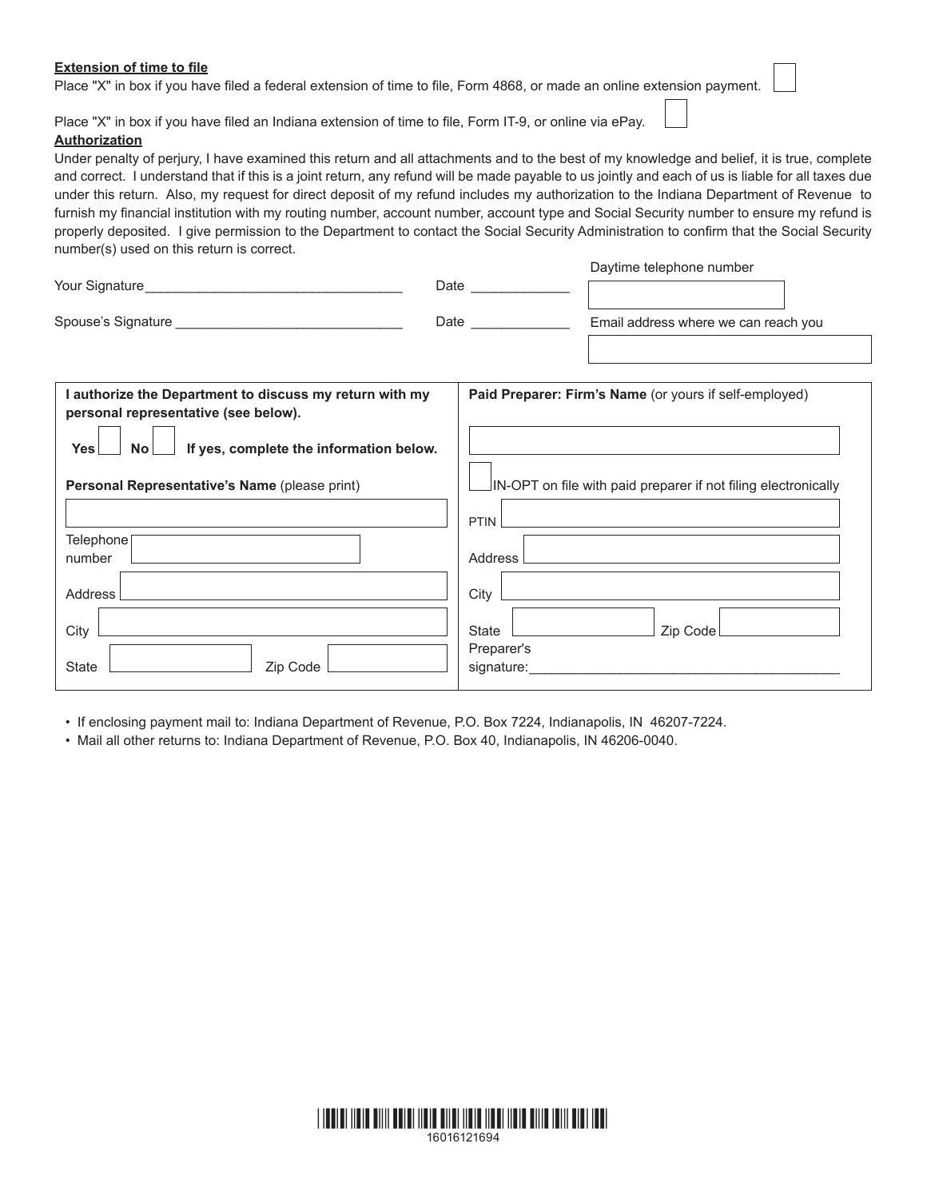**Extension of time to file**

Place "X" in box if you have filed a federal extension of time to file, Form 4868, or made an online extension payment. ☐

Place "X" in box if you have filed an Indiana extension of time to file, Form IT-9, or online via ePay. ☐

**Authorization**

Under penalty of perjury, I have examined this return and all attachments and to the best of my knowledge and belief, it is true, complete and correct. I understand that if this is a joint return, any refund will be made payable to us jointly and each of us is liable for all taxes due under this return. Also, my request for direct deposit of my refund includes my authorization to the Indiana Department of Revenue to furnish my financial institution with my routing number, account number, account type and Social Security number to ensure my refund is properly deposited. I give permission to the Department to contact the Social Security Administration to confirm that the Social Security number(s) used on this return is correct.

Your Signature__________________________________ Date _____________

Daytime telephone number ____________________

Spouse's Signature ______________________________ Date _____________

Email address where we can reach you ____________________

| **I authorize the Department to discuss my return with my personal representative (see below).** | **Paid Preparer: Firm's Name** (or yours if self-employed) |
|---|---|
| **Yes** ☐ **No** ☐ **If yes, complete the information below.** | ____________________ |
| **Personal Representative's Name** (please print) ____________________ | ☐ IN-OPT on file with paid preparer if not filing electronically |
| Telephone number ____________________ | PTIN ____________________ |
| Address ____________________ | Address ____________________ |
| City ____________________ | City ____________________ |
| State __________ Zip Code __________ | State __________ Zip Code __________ |
| | Preparer's signature:________________________________________ |

- If enclosing payment mail to: Indiana Department of Revenue, P.O. Box 7224, Indianapolis, IN 46207-7224.
- Mail all other returns to: Indiana Department of Revenue, P.O. Box 40, Indianapolis, IN 46206-0040.

16016121694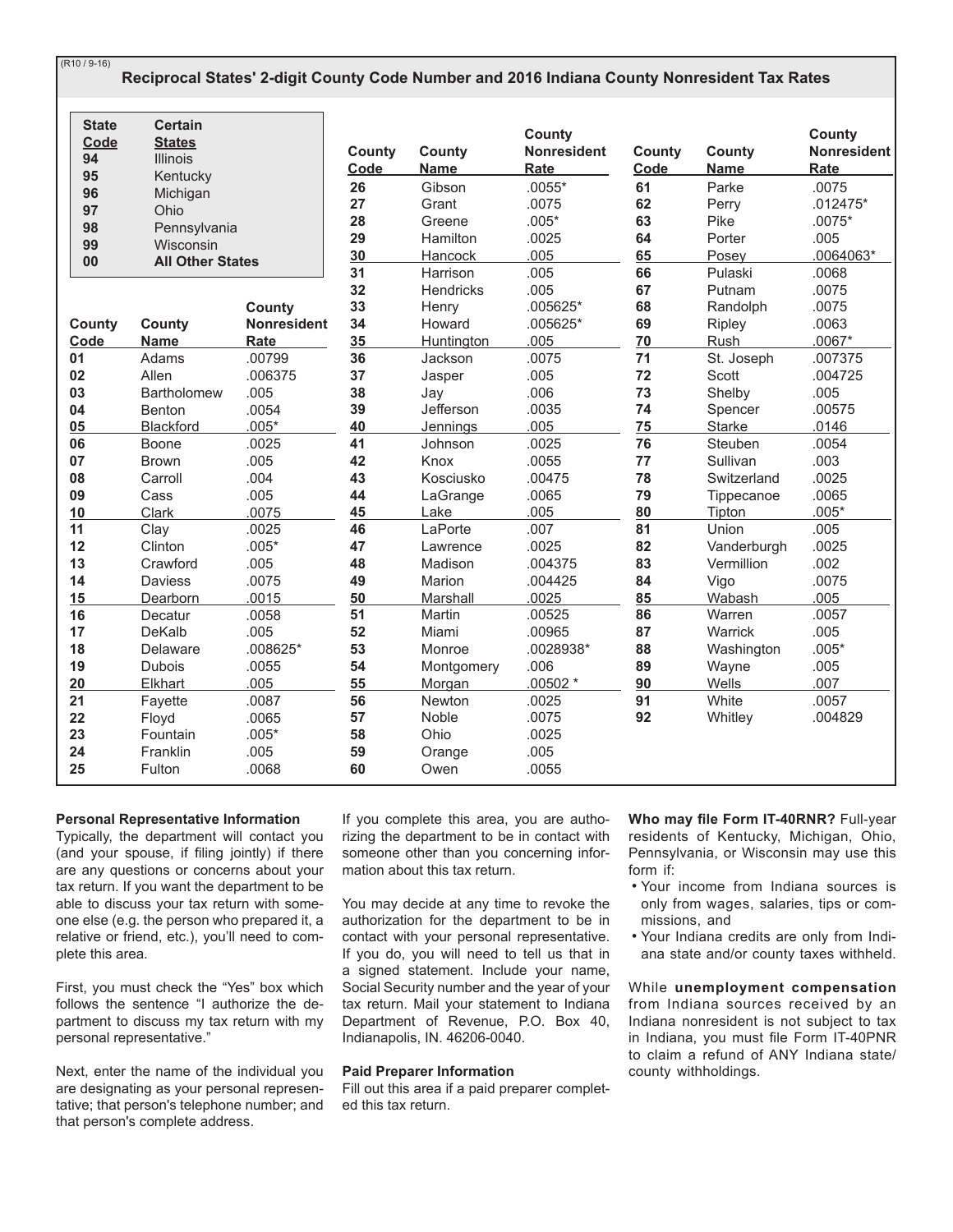(R10 / 9-16)

## Reciprocal States' 2-digit County Code Number and 2016 Indiana County Nonresident Tax Rates

| State Code | Certain States |
|---|---|
| 94 | Illinois |
| 95 | Kentucky |
| 96 | Michigan |
| 97 | Ohio |
| 98 | Pennsylvania |
| 99 | Wisconsin |
| 00 | **All Other States** |

| County Code | County Name | County Nonresident Rate |
|---|---|---|
| 01 | Adams | .00799 |
| 02 | Allen | .006375 |
| 03 | Bartholomew | .005 |
| 04 | Benton | .0054 |
| 05 | Blackford | .005* |
| 06 | Boone | .0025 |
| 07 | Brown | .005 |
| 08 | Carroll | .004 |
| 09 | Cass | .005 |
| 10 | Clark | .0075 |
| 11 | Clay | .0025 |
| 12 | Clinton | .005* |
| 13 | Crawford | .005 |
| 14 | Daviess | .0075 |
| 15 | Dearborn | .0015 |
| 16 | Decatur | .0058 |
| 17 | DeKalb | .005 |
| 18 | Delaware | .008625* |
| 19 | Dubois | .0055 |
| 20 | Elkhart | .005 |
| 21 | Fayette | .0087 |
| 22 | Floyd | .0065 |
| 23 | Fountain | .005* |
| 24 | Franklin | .005 |
| 25 | Fulton | .0068 |
| 26 | Gibson | .0055* |
| 27 | Grant | .0075 |
| 28 | Greene | .005* |
| 29 | Hamilton | .0025 |
| 30 | Hancock | .005 |
| 31 | Harrison | .005 |
| 32 | Hendricks | .005 |
| 33 | Henry | .005625* |
| 34 | Howard | .005625* |
| 35 | Huntington | .005 |
| 36 | Jackson | .0075 |
| 37 | Jasper | .005 |
| 38 | Jay | .006 |
| 39 | Jefferson | .0035 |
| 40 | Jennings | .005 |
| 41 | Johnson | .0025 |
| 42 | Knox | .0055 |
| 43 | Kosciusko | .00475 |
| 44 | LaGrange | .0065 |
| 45 | Lake | .005 |
| 46 | LaPorte | .007 |
| 47 | Lawrence | .0025 |
| 48 | Madison | .004375 |
| 49 | Marion | .004425 |
| 50 | Marshall | .0025 |
| 51 | Martin | .00525 |
| 52 | Miami | .00965 |
| 53 | Monroe | .0028938* |
| 54 | Montgomery | .006 |
| 55 | Morgan | .00502 * |
| 56 | Newton | .0025 |
| 57 | Noble | .0075 |
| 58 | Ohio | .0025 |
| 59 | Orange | .005 |
| 60 | Owen | .0055 |
| 61 | Parke | .0075 |
| 62 | Perry | .012475* |
| 63 | Pike | .0075* |
| 64 | Porter | .005 |
| 65 | Posey | .0064063* |
| 66 | Pulaski | .0068 |
| 67 | Putnam | .0075 |
| 68 | Randolph | .0075 |
| 69 | Ripley | .0063 |
| 70 | Rush | .0067* |
| 71 | St. Joseph | .007375 |
| 72 | Scott | .004725 |
| 73 | Shelby | .005 |
| 74 | Spencer | .00575 |
| 75 | Starke | .0146 |
| 76 | Steuben | .0054 |
| 77 | Sullivan | .003 |
| 78 | Switzerland | .0025 |
| 79 | Tippecanoe | .0065 |
| 80 | Tipton | .005* |
| 81 | Union | .005 |
| 82 | Vanderburgh | .0025 |
| 83 | Vermillion | .002 |
| 84 | Vigo | .0075 |
| 85 | Wabash | .005 |
| 86 | Warren | .0057 |
| 87 | Warrick | .005 |
| 88 | Washington | .005* |
| 89 | Wayne | .005 |
| 90 | Wells | .007 |
| 91 | White | .0057 |
| 92 | Whitley | .004829 |

**Personal Representative Information**

Typically, the department will contact you (and your spouse, if filing jointly) if there are any questions or concerns about your tax return. If you want the department to be able to discuss your tax return with someone else (e.g. the person who prepared it, a relative or friend, etc.), you'll need to complete this area.

First, you must check the "Yes" box which follows the sentence "I authorize the department to discuss my tax return with my personal representative."

Next, enter the name of the individual you are designating as your personal representative; that person's telephone number; and that person's complete address.

If you complete this area, you are authorizing the department to be in contact with someone other than you concerning information about this tax return.

You may decide at any time to revoke the authorization for the department to be in contact with your personal representative. If you do, you will need to tell us that in a signed statement. Include your name, Social Security number and the year of your tax return. Mail your statement to Indiana Department of Revenue, P.O. Box 40, Indianapolis, IN. 46206-0040.

**Paid Preparer Information**

Fill out this area if a paid preparer completed this tax return.

**Who may file Form IT-40RNR?** Full-year residents of Kentucky, Michigan, Ohio, Pennsylvania, or Wisconsin may use this form if:

- Your income from Indiana sources is only from wages, salaries, tips or commissions, and
- Your Indiana credits are only from Indiana state and/or county taxes withheld.

While **unemployment compensation** from Indiana sources received by an Indiana nonresident is not subject to tax in Indiana, you must file Form IT-40PNR to claim a refund of ANY Indiana state/county withholdings.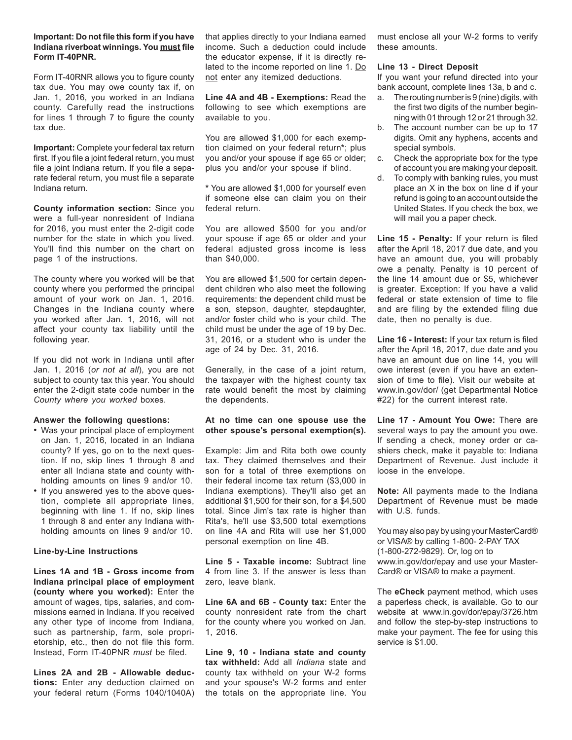**Important: Do not file this form if you have Indiana riverboat winnings. You must file Form IT-40PNR.**

Form IT-40RNR allows you to figure county tax due. You may owe county tax if, on Jan. 1, 2016, you worked in an Indiana county. Carefully read the instructions for lines 1 through 7 to figure the county tax due.

**Important:** Complete your federal tax return first. If you file a joint federal return, you must file a joint Indiana return. If you file a separate federal return, you must file a separate Indiana return.

**County information section:** Since you were a full-year nonresident of Indiana for 2016, you must enter the 2-digit code number for the state in which you lived. You'll find this number on the chart on page 1 of the instructions.

The county where you worked will be that county where you performed the principal amount of your work on Jan. 1, 2016. Changes in the Indiana county where you worked after Jan. 1, 2016, will not affect your county tax liability until the following year.

If you did not work in Indiana until after Jan. 1, 2016 (*or not at all*), you are not subject to county tax this year. You should enter the 2-digit state code number in the *County where you worked* boxes.

**Answer the following questions:**

- Was your principal place of employment on Jan. 1, 2016, located in an Indiana county? If yes, go on to the next question. If no, skip lines 1 through 8 and enter all Indiana state and county withholding amounts on lines 9 and/or 10.
- If you answered yes to the above question, complete all appropriate lines, beginning with line 1. If no, skip lines 1 through 8 and enter any Indiana withholding amounts on lines 9 and/or 10.

**Line-by-Line Instructions**

**Lines 1A and 1B - Gross income from Indiana principal place of employment (county where you worked):** Enter the amount of wages, tips, salaries, and commissions earned in Indiana. If you received any other type of income from Indiana, such as partnership, farm, sole proprietorship, etc., then do not file this form. Instead, Form IT-40PNR *must* be filed.

**Lines 2A and 2B - Allowable deductions:** Enter any deduction claimed on your federal return (Forms 1040/1040A) that applies directly to your Indiana earned income. Such a deduction could include the educator expense, if it is directly related to the income reported on line 1. Do not enter any itemized deductions.

**Line 4A and 4B - Exemptions:** Read the following to see which exemptions are available to you.

You are allowed $1,000 for each exemption claimed on your federal return*; plus you and/or your spouse if age 65 or older; plus you and/or your spouse if blind.

* You are allowed $1,000 for yourself even if someone else can claim you on their federal return.

You are allowed $500 for you and/or your spouse if age 65 or older and your federal adjusted gross income is less than $40,000.

You are allowed $1,500 for certain dependent children who also meet the following requirements: the dependent child must be a son, stepson, daughter, stepdaughter, and/or foster child who is your child. The child must be under the age of 19 by Dec. 31, 2016, or a student who is under the age of 24 by Dec. 31, 2016.

Generally, in the case of a joint return, the taxpayer with the highest county tax rate would benefit the most by claiming the dependents.

**At no time can one spouse use the other spouse's personal exemption(s).**

Example: Jim and Rita both owe county tax. They claimed themselves and their son for a total of three exemptions on their federal income tax return ($3,000 in Indiana exemptions). They'll also get an additional $1,500 for their son, for a $4,500 total. Since Jim's tax rate is higher than Rita's, he'll use $3,500 total exemptions on line 4A and Rita will use her $1,000 personal exemption on line 4B.

**Line 5 - Taxable income:** Subtract line 4 from line 3. If the answer is less than zero, leave blank.

**Line 6A and 6B - County tax:** Enter the county nonresident rate from the chart for the county where you worked on Jan. 1, 2016.

**Line 9, 10 - Indiana state and county tax withheld:** Add all *Indiana* state and county tax withheld on your W-2 forms and your spouse's W-2 forms and enter the totals on the appropriate line. You must enclose all your W-2 forms to verify these amounts.

**Line 13 - Direct Deposit**

If you want your refund directed into your bank account, complete lines 13a, b and c.

a. The routing number is 9 (nine) digits, with the first two digits of the number beginning with 01 through 12 or 21 through 32.
b. The account number can be up to 17 digits. Omit any hyphens, accents and special symbols.
c. Check the appropriate box for the type of account you are making your deposit.
d. To comply with banking rules, you must place an X in the box on line d if your refund is going to an account outside the United States. If you check the box, we will mail you a paper check.

**Line 15 - Penalty:** If your return is filed after the April 18, 2017 due date, and you have an amount due, you will probably owe a penalty. Penalty is 10 percent of the line 14 amount due or $5, whichever is greater. Exception: If you have a valid federal or state extension of time to file and are filing by the extended filing due date, then no penalty is due.

**Line 16 - Interest:** If your tax return is filed after the April 18, 2017, due date and you have an amount due on line 14, you will owe interest (even if you have an extension of time to file). Visit our website at www.in.gov/dor/ (get Departmental Notice #22) for the current interest rate.

**Line 17 - Amount You Owe:** There are several ways to pay the amount you owe. If sending a check, money order or cashiers check, make it payable to: Indiana Department of Revenue. Just include it loose in the envelope.

**Note:** All payments made to the Indiana Department of Revenue must be made with U.S. funds.

You may also pay by using your MasterCard® or VISA® by calling 1-800- 2-PAY TAX (1-800-272-9829). Or, log on to www.in.gov/dor/epay and use your MasterCard® or VISA® to make a payment.

The **eCheck** payment method, which uses a paperless check, is available. Go to our website at www.in.gov/dor/epay/3726.htm and follow the step-by-step instructions to make your payment. The fee for using this service is $1.00.